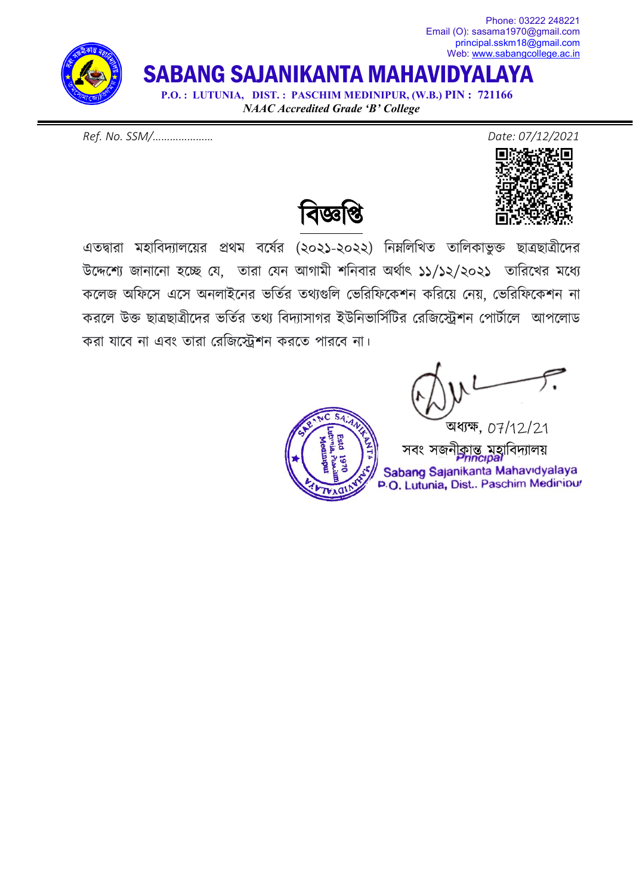Phone: 03222 248221
Email (O): sasama1970@gmail.com
principal.sskm18@gmail.com
Web: www.sabangcollege.ac.in

# SABANG SAJANIKANTA MAHAVIDYALAYA

**P.O. : LUTUNIA, DIST. : PASCHIM MEDINIPUR, (W.B.) PIN : 721166**

***NAAC Accredited Grade 'B' College***

*Ref. No. SSM/....................* | *Date: 07/12/2021*

## বিজ্ঞপ্তি

এতদ্বারা মহাবিদ্যালয়ের প্রথম বর্ষের (২০২১-২০২২) নিম্নলিখিত তালিকাভুক্ত ছাত্রছাত্রীদের উদ্দেশ্যে জানানো হচ্ছে যে, তারা যেন আগামী শনিবার অর্থাৎ ১১/১২/২০২১ তারিখের মধ্যে কলেজ অফিসে এসে অনলাইনের ভর্তির তথ্যগুলি ভেরিফিকেশন করিয়ে নেয়, ভেরিফিকেশন না করলে উক্ত ছাত্রছাত্রীদের ভর্তির তথ্য বিদ্যাসাগর ইউনিভার্সিটির রেজিস্ট্রেশন পোর্টালে আপলোড করা যাবে না এবং তারা রেজিস্ট্রেশন করতে পারবে না।

অধ্যক্ষ, 07/12/21
সবং সজনীকান্ত মহাবিদ্যালয়

Principal
Sabang Sajanikanta Mahavidyalaya
P.O. Lutunia, Dist.. Paschim Medinipur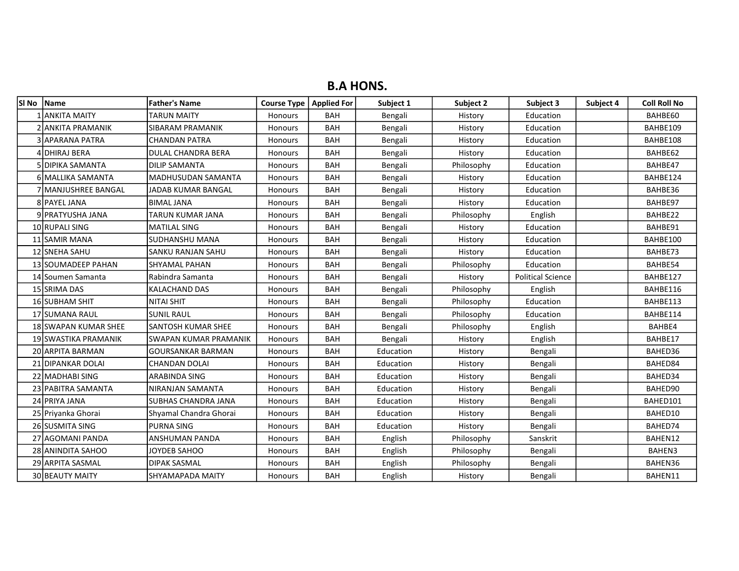## B.A HONS.

| Sl No | Name | Father's Name | Course Type | Applied For | Subject 1 | Subject 2 | Subject 3 | Subject 4 | Coll Roll No |
|---|---|---|---|---|---|---|---|---|---|
| 1 | ANKITA MAITY | TARUN MAITY | Honours | BAH | Bengali | History | Education | | BAHBE60 |
| 2 | ANKITA PRAMANIK | SIBARAM PRAMANIK | Honours | BAH | Bengali | History | Education | | BAHBE109 |
| 3 | APARANA PATRA | CHANDAN PATRA | Honours | BAH | Bengali | History | Education | | BAHBE108 |
| 4 | DHIRAJ BERA | DULAL CHANDRA BERA | Honours | BAH | Bengali | History | Education | | BAHBE62 |
| 5 | DIPIKA SAMANTA | DILIP SAMANTA | Honours | BAH | Bengali | Philosophy | Education | | BAHBE47 |
| 6 | MALLIKA SAMANTA | MADHUSUDAN SAMANTA | Honours | BAH | Bengali | History | Education | | BAHBE124 |
| 7 | MANJUSHREE BANGAL | JADAB KUMAR BANGAL | Honours | BAH | Bengali | History | Education | | BAHBE36 |
| 8 | PAYEL JANA | BIMAL JANA | Honours | BAH | Bengali | History | Education | | BAHBE97 |
| 9 | PRATYUSHA JANA | TARUN KUMAR JANA | Honours | BAH | Bengali | Philosophy | English | | BAHBE22 |
| 10 | RUPALI SING | MATILAL SING | Honours | BAH | Bengali | History | Education | | BAHBE91 |
| 11 | SAMIR MANA | SUDHANSHU MANA | Honours | BAH | Bengali | History | Education | | BAHBE100 |
| 12 | SNEHA SAHU | SANKU RANJAN SAHU | Honours | BAH | Bengali | History | Education | | BAHBE73 |
| 13 | SOUMADEEP PAHAN | SHYAMAL PAHAN | Honours | BAH | Bengali | Philosophy | Education | | BAHBE54 |
| 14 | Soumen Samanta | Rabindra Samanta | Honours | BAH | Bengali | History | Political Science | | BAHBE127 |
| 15 | SRIMA DAS | KALACHAND DAS | Honours | BAH | Bengali | Philosophy | English | | BAHBE116 |
| 16 | SUBHAM SHIT | NITAI SHIT | Honours | BAH | Bengali | Philosophy | Education | | BAHBE113 |
| 17 | SUMANA RAUL | SUNIL RAUL | Honours | BAH | Bengali | Philosophy | Education | | BAHBE114 |
| 18 | SWAPAN KUMAR SHEE | SANTOSH KUMAR SHEE | Honours | BAH | Bengali | Philosophy | English | | BAHBE4 |
| 19 | SWASTIKA PRAMANIK | SWAPAN KUMAR PRAMANIK | Honours | BAH | Bengali | History | English | | BAHBE17 |
| 20 | ARPITA BARMAN | GOURSANKAR BARMAN | Honours | BAH | Education | History | Bengali | | BAHED36 |
| 21 | DIPANKAR DOLAI | CHANDAN DOLAI | Honours | BAH | Education | History | Bengali | | BAHED84 |
| 22 | MADHABI SING | ARABINDA SING | Honours | BAH | Education | History | Bengali | | BAHED34 |
| 23 | PABITRA SAMANTA | NIRANJAN SAMANTA | Honours | BAH | Education | History | Bengali | | BAHED90 |
| 24 | PRIYA JANA | SUBHAS CHANDRA JANA | Honours | BAH | Education | History | Bengali | | BAHED101 |
| 25 | Priyanka Ghorai | Shyamal Chandra Ghorai | Honours | BAH | Education | History | Bengali | | BAHED10 |
| 26 | SUSMITA SING | PURNA SING | Honours | BAH | Education | History | Bengali | | BAHED74 |
| 27 | AGOMANI PANDA | ANSHUMAN PANDA | Honours | BAH | English | Philosophy | Sanskrit | | BAHEN12 |
| 28 | ANINDITA SAHOO | JOYDEB SAHOO | Honours | BAH | English | Philosophy | Bengali | | BAHEN3 |
| 29 | ARPITA SASMAL | DIPAK SASMAL | Honours | BAH | English | Philosophy | Bengali | | BAHEN36 |
| 30 | BEAUTY MAITY | SHYAMAPADA MAITY | Honours | BAH | English | History | Bengali | | BAHEN11 |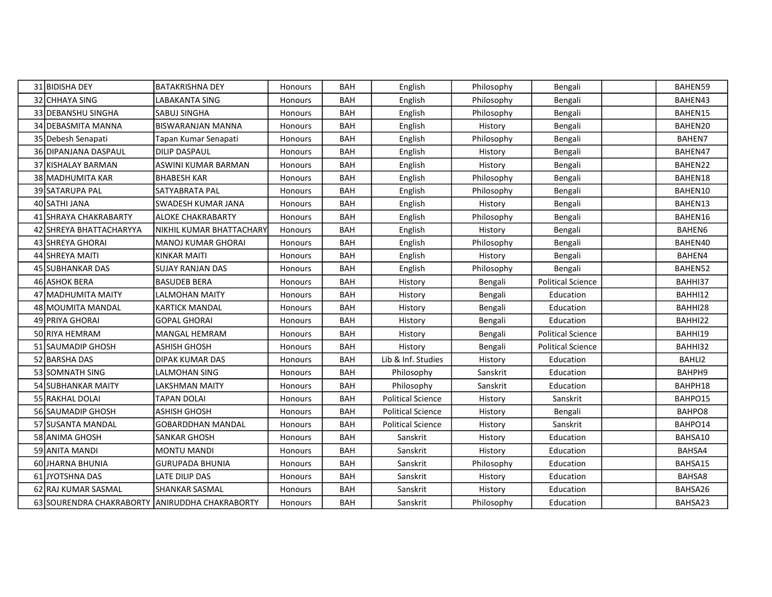| | | | | | | | | | |
|---|---|---|---|---|---|---|---|---|---|
| 31 | BIDISHA DEY | BATAKRISHNA DEY | Honours | BAH | English | Philosophy | Bengali | | BAHEN59 |
| 32 | CHHAYA SING | LABAKANTA SING | Honours | BAH | English | Philosophy | Bengali | | BAHEN43 |
| 33 | DEBANSHU SINGHA | SABUJ SINGHA | Honours | BAH | English | Philosophy | Bengali | | BAHEN15 |
| 34 | DEBASMITA MANNA | BISWARANJAN MANNA | Honours | BAH | English | History | Bengali | | BAHEN20 |
| 35 | Debesh Senapati | Tapan Kumar Senapati | Honours | BAH | English | Philosophy | Bengali | | BAHEN7 |
| 36 | DIPANJANA DASPAUL | DILIP DASPAUL | Honours | BAH | English | History | Bengali | | BAHEN47 |
| 37 | KISHALAY BARMAN | ASWINI KUMAR BARMAN | Honours | BAH | English | History | Bengali | | BAHEN22 |
| 38 | MADHUMITA KAR | BHABESH KAR | Honours | BAH | English | Philosophy | Bengali | | BAHEN18 |
| 39 | SATARUPA PAL | SATYABRATA PAL | Honours | BAH | English | Philosophy | Bengali | | BAHEN10 |
| 40 | SATHI JANA | SWADESH KUMAR JANA | Honours | BAH | English | History | Bengali | | BAHEN13 |
| 41 | SHRAYA CHAKRABARTY | ALOKE CHAKRABARTY | Honours | BAH | English | Philosophy | Bengali | | BAHEN16 |
| 42 | SHREYA BHATTACHARYYA | NIKHIL KUMAR BHATTACHARY | Honours | BAH | English | History | Bengali | | BAHEN6 |
| 43 | SHREYA GHORAI | MANOJ KUMAR GHORAI | Honours | BAH | English | Philosophy | Bengali | | BAHEN40 |
| 44 | SHREYA MAITI | KINKAR MAITI | Honours | BAH | English | History | Bengali | | BAHEN4 |
| 45 | SUBHANKAR DAS | SUJAY RANJAN DAS | Honours | BAH | English | Philosophy | Bengali | | BAHEN52 |
| 46 | ASHOK BERA | BASUDEB BERA | Honours | BAH | History | Bengali | Political Science | | BAHHI37 |
| 47 | MADHUMITA MAITY | LALMOHAN MAITY | Honours | BAH | History | Bengali | Education | | BAHHI12 |
| 48 | MOUMITA MANDAL | KARTICK MANDAL | Honours | BAH | History | Bengali | Education | | BAHHI28 |
| 49 | PRIYA GHORAI | GOPAL GHORAI | Honours | BAH | History | Bengali | Education | | BAHHI22 |
| 50 | RIYA HEMRAM | MANGAL HEMRAM | Honours | BAH | History | Bengali | Political Science | | BAHHI19 |
| 51 | SAUMADIP GHOSH | ASHISH GHOSH | Honours | BAH | History | Bengali | Political Science | | BAHHI32 |
| 52 | BARSHA DAS | DIPAK KUMAR DAS | Honours | BAH | Lib & Inf. Studies | History | Education | | BAHLI2 |
| 53 | SOMNATH SING | LALMOHAN SING | Honours | BAH | Philosophy | Sanskrit | Education | | BAHPH9 |
| 54 | SUBHANKAR MAITY | LAKSHMAN MAITY | Honours | BAH | Philosophy | Sanskrit | Education | | BAHPH18 |
| 55 | RAKHAL DOLAI | TAPAN DOLAI | Honours | BAH | Political Science | History | Sanskrit | | BAHPO15 |
| 56 | SAUMADIP GHOSH | ASHISH GHOSH | Honours | BAH | Political Science | History | Bengali | | BAHPO8 |
| 57 | SUSANTA MANDAL | GOBARDDHAN MANDAL | Honours | BAH | Political Science | History | Sanskrit | | BAHPO14 |
| 58 | ANIMA GHOSH | SANKAR GHOSH | Honours | BAH | Sanskrit | History | Education | | BAHSA10 |
| 59 | ANITA MANDI | MONTU MANDI | Honours | BAH | Sanskrit | History | Education | | BAHSA4 |
| 60 | JHARNA BHUNIA | GURUPADA BHUNIA | Honours | BAH | Sanskrit | Philosophy | Education | | BAHSA15 |
| 61 | JYOTSHNA DAS | LATE DILIP DAS | Honours | BAH | Sanskrit | History | Education | | BAHSA8 |
| 62 | RAJ KUMAR SASMAL | SHANKAR SASMAL | Honours | BAH | Sanskrit | History | Education | | BAHSA26 |
| 63 | SOURENDRA CHAKRABORTY | ANIRUDDHA CHAKRABORTY | Honours | BAH | Sanskrit | Philosophy | Education | | BAHSA23 |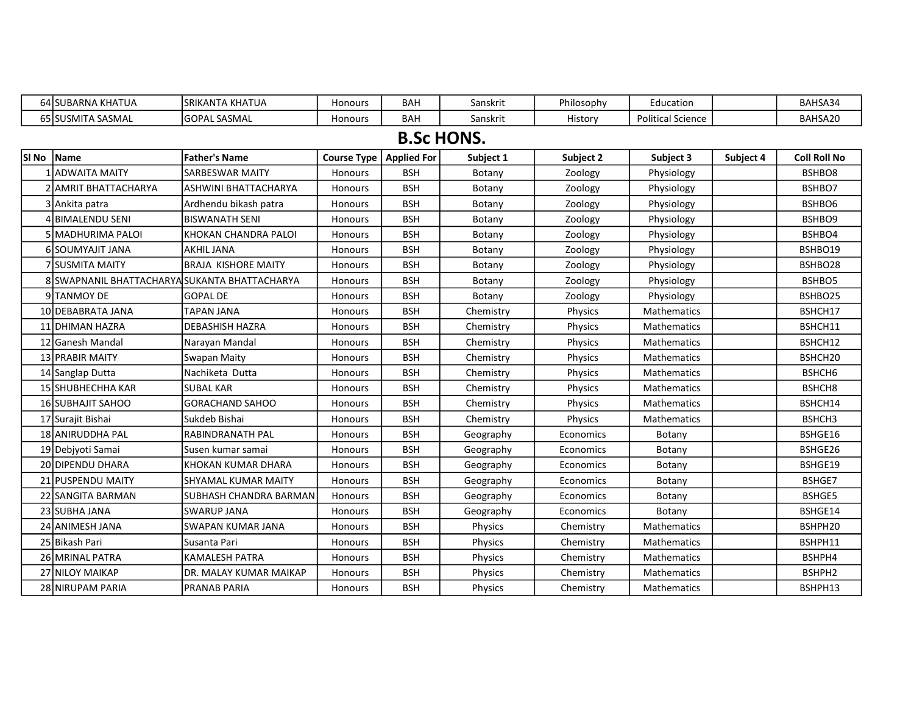| 64 | SUBARNA KHATUA | SRIKANTA KHATUA | Honours | BAH | Sanskrit | Philosophy | Education | | BAHSA34 |
|---|---|---|---|---|---|---|---|---|---|
| 65 | SUSMITA SASMAL | GOPAL SASMAL | Honours | BAH | Sanskrit | History | Political Science | | BAHSA20 |

## B.Sc HONS.

| Sl No | Name | Father's Name | Course Type | Applied For | Subject 1 | Subject 2 | Subject 3 | Subject 4 | Coll Roll No |
|---|---|---|---|---|---|---|---|---|---|
| 1 | ADWAITA MAITY | SARBESWAR MAITY | Honours | BSH | Botany | Zoology | Physiology | | BSHBO8 |
| 2 | AMRIT BHATTACHARYA | ASHWINI BHATTACHARYA | Honours | BSH | Botany | Zoology | Physiology | | BSHBO7 |
| 3 | Ankita patra | Ardhendu bikash patra | Honours | BSH | Botany | Zoology | Physiology | | BSHBO6 |
| 4 | BIMALENDU SENI | BISWANATH SENI | Honours | BSH | Botany | Zoology | Physiology | | BSHBO9 |
| 5 | MADHURIMA PALOI | KHOKAN CHANDRA PALOI | Honours | BSH | Botany | Zoology | Physiology | | BSHBO4 |
| 6 | SOUMYAJIT JANA | AKHIL JANA | Honours | BSH | Botany | Zoology | Physiology | | BSHBO19 |
| 7 | SUSMITA MAITY | BRAJA KISHORE MAITY | Honours | BSH | Botany | Zoology | Physiology | | BSHBO28 |
| 8 | SWAPNANIL BHATTACHARYA | SUKANTA BHATTACHARYA | Honours | BSH | Botany | Zoology | Physiology | | BSHBO5 |
| 9 | TANMOY DE | GOPAL DE | Honours | BSH | Botany | Zoology | Physiology | | BSHBO25 |
| 10 | DEBABRATA JANA | TAPAN JANA | Honours | BSH | Chemistry | Physics | Mathematics | | BSHCH17 |
| 11 | DHIMAN HAZRA | DEBASHISH HAZRA | Honours | BSH | Chemistry | Physics | Mathematics | | BSHCH11 |
| 12 | Ganesh Mandal | Narayan Mandal | Honours | BSH | Chemistry | Physics | Mathematics | | BSHCH12 |
| 13 | PRABIR MAITY | Swapan Maity | Honours | BSH | Chemistry | Physics | Mathematics | | BSHCH20 |
| 14 | Sanglap Dutta | Nachiketa Dutta | Honours | BSH | Chemistry | Physics | Mathematics | | BSHCH6 |
| 15 | SHUBHECHHA KAR | SUBAL KAR | Honours | BSH | Chemistry | Physics | Mathematics | | BSHCH8 |
| 16 | SUBHAJIT SAHOO | GORACHAND SAHOO | Honours | BSH | Chemistry | Physics | Mathematics | | BSHCH14 |
| 17 | Surajit Bishai | Sukdeb Bishai | Honours | BSH | Chemistry | Physics | Mathematics | | BSHCH3 |
| 18 | ANIRUDDHA PAL | RABINDRANATH PAL | Honours | BSH | Geography | Economics | Botany | | BSHGE16 |
| 19 | Debjyoti Samai | Susen kumar samai | Honours | BSH | Geography | Economics | Botany | | BSHGE26 |
| 20 | DIPENDU DHARA | KHOKAN KUMAR DHARA | Honours | BSH | Geography | Economics | Botany | | BSHGE19 |
| 21 | PUSPENDU MAITY | SHYAMAL KUMAR MAITY | Honours | BSH | Geography | Economics | Botany | | BSHGE7 |
| 22 | SANGITA BARMAN | SUBHASH CHANDRA BARMAN | Honours | BSH | Geography | Economics | Botany | | BSHGE5 |
| 23 | SUBHA JANA | SWARUP JANA | Honours | BSH | Geography | Economics | Botany | | BSHGE14 |
| 24 | ANIMESH JANA | SWAPAN KUMAR JANA | Honours | BSH | Physics | Chemistry | Mathematics | | BSHPH20 |
| 25 | Bikash Pari | Susanta Pari | Honours | BSH | Physics | Chemistry | Mathematics | | BSHPH11 |
| 26 | MRINAL PATRA | KAMALESH PATRA | Honours | BSH | Physics | Chemistry | Mathematics | | BSHPH4 |
| 27 | NILOY MAIKAP | DR. MALAY KUMAR MAIKAP | Honours | BSH | Physics | Chemistry | Mathematics | | BSHPH2 |
| 28 | NIRUPAM PARIA | PRANAB PARIA | Honours | BSH | Physics | Chemistry | Mathematics | | BSHPH13 |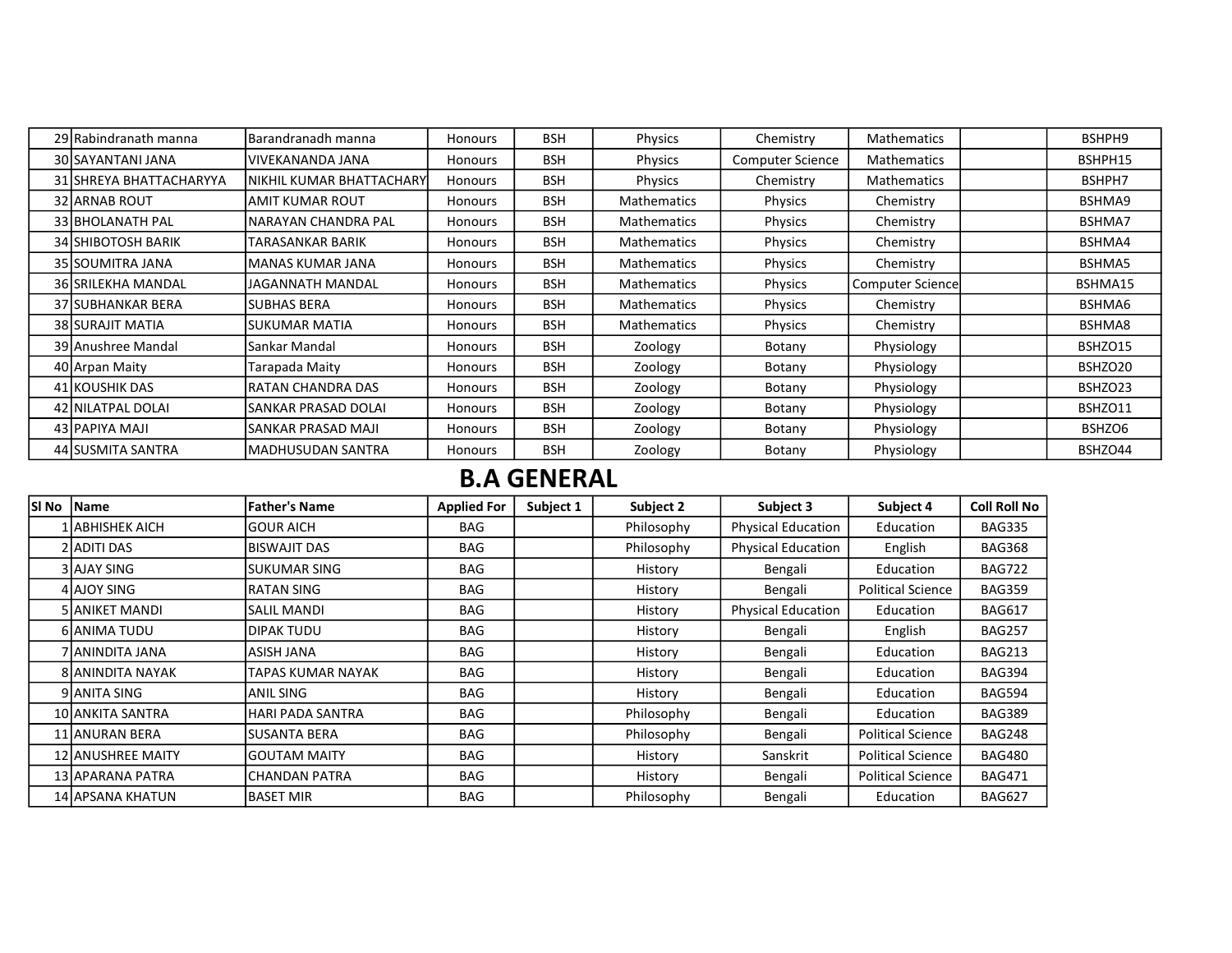| | | | | | | | | | |
|---|---|---|---|---|---|---|---|---|---|
| 29 | Rabindranath manna | Barandranadh manna | Honours | BSH | Physics | Chemistry | Mathematics | | BSHPH9 |
| 30 | SAYANTANI JANA | VIVEKANANDA JANA | Honours | BSH | Physics | Computer Science | Mathematics | | BSHPH15 |
| 31 | SHREYA BHATTACHARYYA | NIKHIL KUMAR BHATTACHARY | Honours | BSH | Physics | Chemistry | Mathematics | | BSHPH7 |
| 32 | ARNAB ROUT | AMIT KUMAR ROUT | Honours | BSH | Mathematics | Physics | Chemistry | | BSHMA9 |
| 33 | BHOLANATH PAL | NARAYAN CHANDRA PAL | Honours | BSH | Mathematics | Physics | Chemistry | | BSHMA7 |
| 34 | SHIBOTOSH BARIK | TARASANKAR BARIK | Honours | BSH | Mathematics | Physics | Chemistry | | BSHMA4 |
| 35 | SOUMITRA JANA | MANAS KUMAR JANA | Honours | BSH | Mathematics | Physics | Chemistry | | BSHMA5 |
| 36 | SRILEKHA MANDAL | JAGANNATH MANDAL | Honours | BSH | Mathematics | Physics | Computer Science | | BSHMA15 |
| 37 | SUBHANKAR BERA | SUBHAS BERA | Honours | BSH | Mathematics | Physics | Chemistry | | BSHMA6 |
| 38 | SURAJIT MATIA | SUKUMAR MATIA | Honours | BSH | Mathematics | Physics | Chemistry | | BSHMA8 |
| 39 | Anushree Mandal | Sankar Mandal | Honours | BSH | Zoology | Botany | Physiology | | BSHZO15 |
| 40 | Arpan Maity | Tarapada Maity | Honours | BSH | Zoology | Botany | Physiology | | BSHZO20 |
| 41 | KOUSHIK DAS | RATAN CHANDRA DAS | Honours | BSH | Zoology | Botany | Physiology | | BSHZO23 |
| 42 | NILATPAL DOLAI | SANKAR PRASAD DOLAI | Honours | BSH | Zoology | Botany | Physiology | | BSHZO11 |
| 43 | PAPIYA MAJI | SANKAR PRASAD MAJI | Honours | BSH | Zoology | Botany | Physiology | | BSHZO6 |
| 44 | SUSMITA SANTRA | MADHUSUDAN SANTRA | Honours | BSH | Zoology | Botany | Physiology | | BSHZO44 |

# B.A GENERAL

| Sl No | Name | Father's Name | Applied For | Subject 1 | Subject 2 | Subject 3 | Subject 4 | Coll Roll No |
|---|---|---|---|---|---|---|---|---|
| 1 | ABHISHEK AICH | GOUR AICH | BAG | | Philosophy | Physical Education | Education | BAG335 |
| 2 | ADITI DAS | BISWAJIT DAS | BAG | | Philosophy | Physical Education | English | BAG368 |
| 3 | AJAY SING | SUKUMAR SING | BAG | | History | Bengali | Education | BAG722 |
| 4 | AJOY SING | RATAN SING | BAG | | History | Bengali | Political Science | BAG359 |
| 5 | ANIKET MANDI | SALIL MANDI | BAG | | History | Physical Education | Education | BAG617 |
| 6 | ANIMA TUDU | DIPAK TUDU | BAG | | History | Bengali | English | BAG257 |
| 7 | ANINDITA JANA | ASISH JANA | BAG | | History | Bengali | Education | BAG213 |
| 8 | ANINDITA NAYAK | TAPAS KUMAR NAYAK | BAG | | History | Bengali | Education | BAG394 |
| 9 | ANITA SING | ANIL SING | BAG | | History | Bengali | Education | BAG594 |
| 10 | ANKITA SANTRA | HARI PADA SANTRA | BAG | | Philosophy | Bengali | Education | BAG389 |
| 11 | ANURAN BERA | SUSANTA BERA | BAG | | Philosophy | Bengali | Political Science | BAG248 |
| 12 | ANUSHREE MAITY | GOUTAM MAITY | BAG | | History | Sanskrit | Political Science | BAG480 |
| 13 | APARANA PATRA | CHANDAN PATRA | BAG | | History | Bengali | Political Science | BAG471 |
| 14 | APSANA KHATUN | BASET MIR | BAG | | Philosophy | Bengali | Education | BAG627 |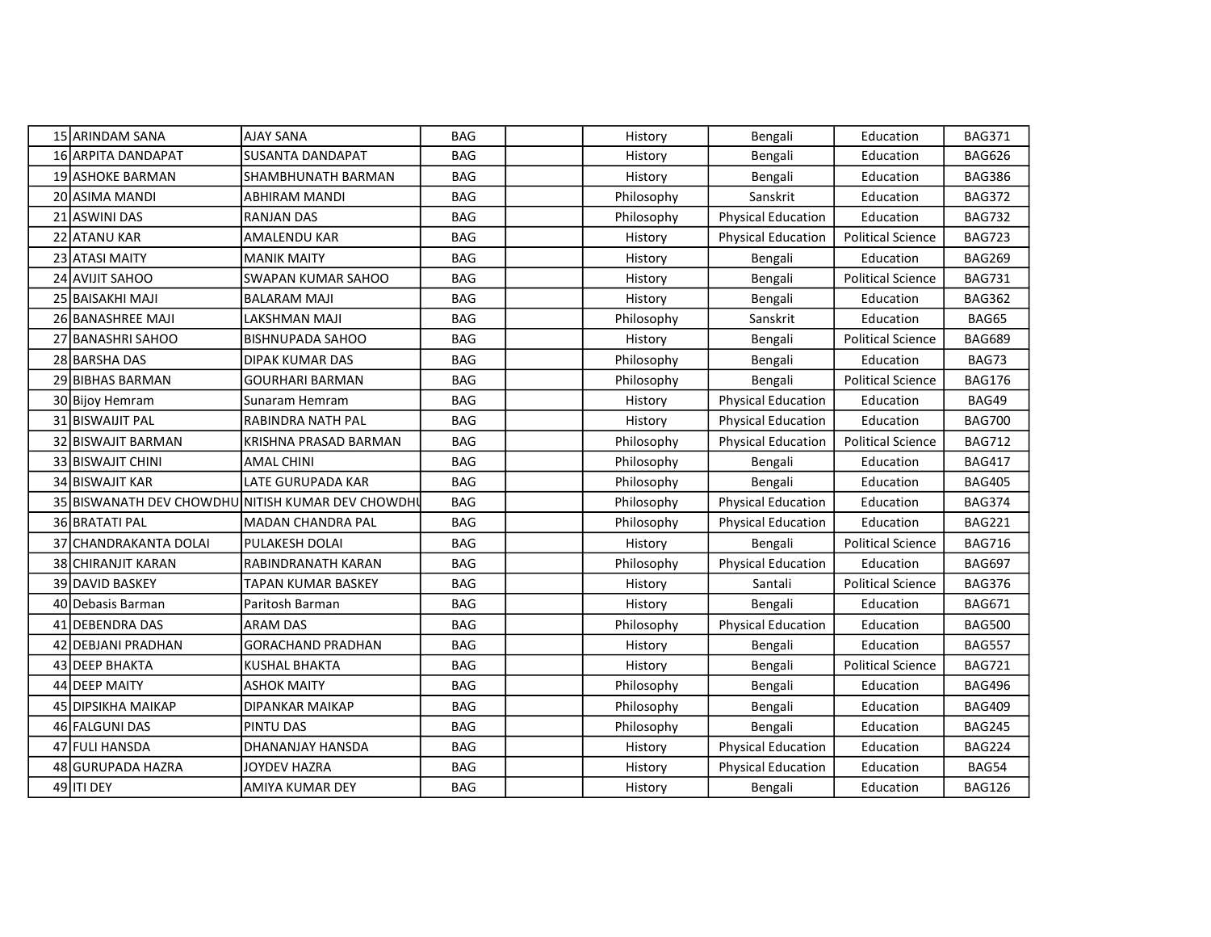| | | | | | | | | |
|---|---|---|---|---|---|---|---|---|
| 15 | ARINDAM SANA | AJAY SANA | BAG | | History | Bengali | Education | BAG371 |
| 16 | ARPITA DANDAPAT | SUSANTA DANDAPAT | BAG | | History | Bengali | Education | BAG626 |
| 19 | ASHOKE BARMAN | SHAMBHUNATH BARMAN | BAG | | History | Bengali | Education | BAG386 |
| 20 | ASIMA MANDI | ABHIRAM MANDI | BAG | | Philosophy | Sanskrit | Education | BAG372 |
| 21 | ASWINI DAS | RANJAN DAS | BAG | | Philosophy | Physical Education | Education | BAG732 |
| 22 | ATANU KAR | AMALENDU KAR | BAG | | History | Physical Education | Political Science | BAG723 |
| 23 | ATASI MAITY | MANIK MAITY | BAG | | History | Bengali | Education | BAG269 |
| 24 | AVIJIT SAHOO | SWAPAN KUMAR SAHOO | BAG | | History | Bengali | Political Science | BAG731 |
| 25 | BAISAKHI MAJI | BALARAM MAJI | BAG | | History | Bengali | Education | BAG362 |
| 26 | BANASHREE MAJI | LAKSHMAN MAJI | BAG | | Philosophy | Sanskrit | Education | BAG65 |
| 27 | BANASHRI SAHOO | BISHNUPADA SAHOO | BAG | | History | Bengali | Political Science | BAG689 |
| 28 | BARSHA DAS | DIPAK KUMAR DAS | BAG | | Philosophy | Bengali | Education | BAG73 |
| 29 | BIBHAS BARMAN | GOURHARI BARMAN | BAG | | Philosophy | Bengali | Political Science | BAG176 |
| 30 | Bijoy Hemram | Sunaram Hemram | BAG | | History | Physical Education | Education | BAG49 |
| 31 | BISWAIJIT PAL | RABINDRA NATH PAL | BAG | | History | Physical Education | Education | BAG700 |
| 32 | BISWAJIT BARMAN | KRISHNA PRASAD BARMAN | BAG | | Philosophy | Physical Education | Political Science | BAG712 |
| 33 | BISWAJIT CHINI | AMAL CHINI | BAG | | Philosophy | Bengali | Education | BAG417 |
| 34 | BISWAJIT KAR | LATE GURUPADA KAR | BAG | | Philosophy | Bengali | Education | BAG405 |
| 35 | BISWANATH DEV CHOWDHU | NITISH KUMAR DEV CHOWDHU | BAG | | Philosophy | Physical Education | Education | BAG374 |
| 36 | BRATATI PAL | MADAN CHANDRA PAL | BAG | | Philosophy | Physical Education | Education | BAG221 |
| 37 | CHANDRAKANTA DOLAI | PULAKESH DOLAI | BAG | | History | Bengali | Political Science | BAG716 |
| 38 | CHIRANJIT KARAN | RABINDRANATH KARAN | BAG | | Philosophy | Physical Education | Education | BAG697 |
| 39 | DAVID BASKEY | TAPAN KUMAR BASKEY | BAG | | History | Santali | Political Science | BAG376 |
| 40 | Debasis Barman | Paritosh Barman | BAG | | History | Bengali | Education | BAG671 |
| 41 | DEBENDRA DAS | ARAM DAS | BAG | | Philosophy | Physical Education | Education | BAG500 |
| 42 | DEBJANI PRADHAN | GORACHAND PRADHAN | BAG | | History | Bengali | Education | BAG557 |
| 43 | DEEP BHAKTA | KUSHAL BHAKTA | BAG | | History | Bengali | Political Science | BAG721 |
| 44 | DEEP MAITY | ASHOK MAITY | BAG | | Philosophy | Bengali | Education | BAG496 |
| 45 | DIPSIKHA MAIKAP | DIPANKAR MAIKAP | BAG | | Philosophy | Bengali | Education | BAG409 |
| 46 | FALGUNI DAS | PINTU DAS | BAG | | Philosophy | Bengali | Education | BAG245 |
| 47 | FULI HANSDA | DHANANJAY HANSDA | BAG | | History | Physical Education | Education | BAG224 |
| 48 | GURUPADA HAZRA | JOYDEV HAZRA | BAG | | History | Physical Education | Education | BAG54 |
| 49 | ITI DEY | AMIYA KUMAR DEY | BAG | | History | Bengali | Education | BAG126 |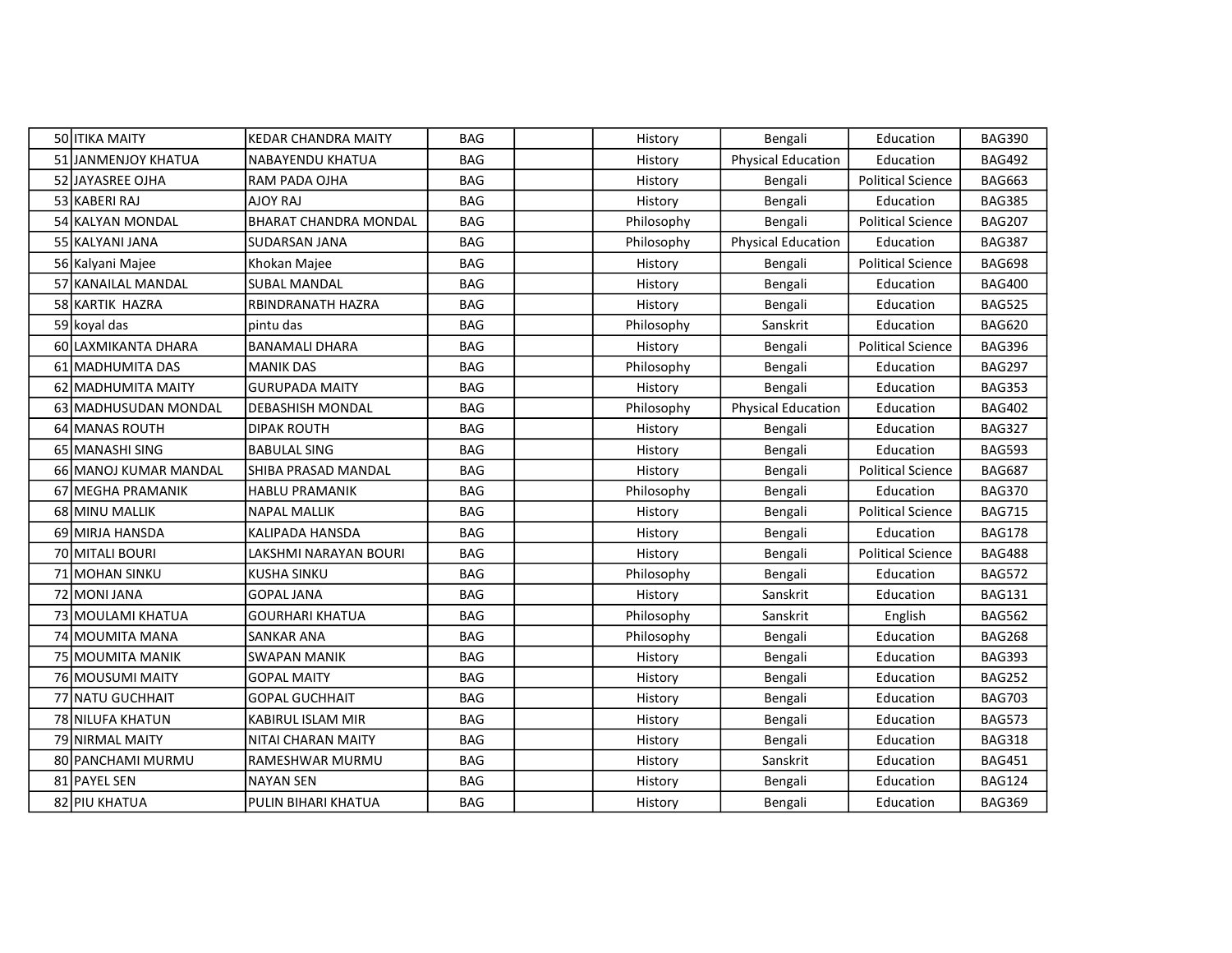| 50 | ITIKA MAITY | KEDAR CHANDRA MAITY | BAG | | History | Bengali | Education | BAG390 |
|---|---|---|---|---|---|---|---|---|
| 51 | JANMENJOY KHATUA | NABAYENDU KHATUA | BAG | | History | Physical Education | Education | BAG492 |
| 52 | JAYASREE OJHA | RAM PADA OJHA | BAG | | History | Bengali | Political Science | BAG663 |
| 53 | KABERI RAJ | AJOY RAJ | BAG | | History | Bengali | Education | BAG385 |
| 54 | KALYAN MONDAL | BHARAT CHANDRA MONDAL | BAG | | Philosophy | Bengali | Political Science | BAG207 |
| 55 | KALYANI JANA | SUDARSAN JANA | BAG | | Philosophy | Physical Education | Education | BAG387 |
| 56 | Kalyani Majee | Khokan Majee | BAG | | History | Bengali | Political Science | BAG698 |
| 57 | KANAILAL MANDAL | SUBAL MANDAL | BAG | | History | Bengali | Education | BAG400 |
| 58 | KARTIK  HAZRA | RBINDRANATH HAZRA | BAG | | History | Bengali | Education | BAG525 |
| 59 | koyal das | pintu das | BAG | | Philosophy | Sanskrit | Education | BAG620 |
| 60 | LAXMIKANTA DHARA | BANAMALI DHARA | BAG | | History | Bengali | Political Science | BAG396 |
| 61 | MADHUMITA DAS | MANIK DAS | BAG | | Philosophy | Bengali | Education | BAG297 |
| 62 | MADHUMITA MAITY | GURUPADA MAITY | BAG | | History | Bengali | Education | BAG353 |
| 63 | MADHUSUDAN MONDAL | DEBASHISH MONDAL | BAG | | Philosophy | Physical Education | Education | BAG402 |
| 64 | MANAS ROUTH | DIPAK ROUTH | BAG | | History | Bengali | Education | BAG327 |
| 65 | MANASHI SING | BABULAL SING | BAG | | History | Bengali | Education | BAG593 |
| 66 | MANOJ KUMAR MANDAL | SHIBA PRASAD MANDAL | BAG | | History | Bengali | Political Science | BAG687 |
| 67 | MEGHA PRAMANIK | HABLU PRAMANIK | BAG | | Philosophy | Bengali | Education | BAG370 |
| 68 | MINU MALLIK | NAPAL MALLIK | BAG | | History | Bengali | Political Science | BAG715 |
| 69 | MIRJA HANSDA | KALIPADA HANSDA | BAG | | History | Bengali | Education | BAG178 |
| 70 | MITALI BOURI | LAKSHMI NARAYAN BOURI | BAG | | History | Bengali | Political Science | BAG488 |
| 71 | MOHAN SINKU | KUSHA SINKU | BAG | | Philosophy | Bengali | Education | BAG572 |
| 72 | MONI JANA | GOPAL JANA | BAG | | History | Sanskrit | Education | BAG131 |
| 73 | MOULAMI KHATUA | GOURHARI KHATUA | BAG | | Philosophy | Sanskrit | English | BAG562 |
| 74 | MOUMITA MANA | SANKAR ANA | BAG | | Philosophy | Bengali | Education | BAG268 |
| 75 | MOUMITA MANIK | SWAPAN MANIK | BAG | | History | Bengali | Education | BAG393 |
| 76 | MOUSUMI MAITY | GOPAL MAITY | BAG | | History | Bengali | Education | BAG252 |
| 77 | NATU GUCHHAIT | GOPAL GUCHHAIT | BAG | | History | Bengali | Education | BAG703 |
| 78 | NILUFA KHATUN | KABIRUL ISLAM MIR | BAG | | History | Bengali | Education | BAG573 |
| 79 | NIRMAL MAITY | NITAI CHARAN MAITY | BAG | | History | Bengali | Education | BAG318 |
| 80 | PANCHAMI MURMU | RAMESHWAR MURMU | BAG | | History | Sanskrit | Education | BAG451 |
| 81 | PAYEL SEN | NAYAN SEN | BAG | | History | Bengali | Education | BAG124 |
| 82 | PIU KHATUA | PULIN BIHARI KHATUA | BAG | | History | Bengali | Education | BAG369 |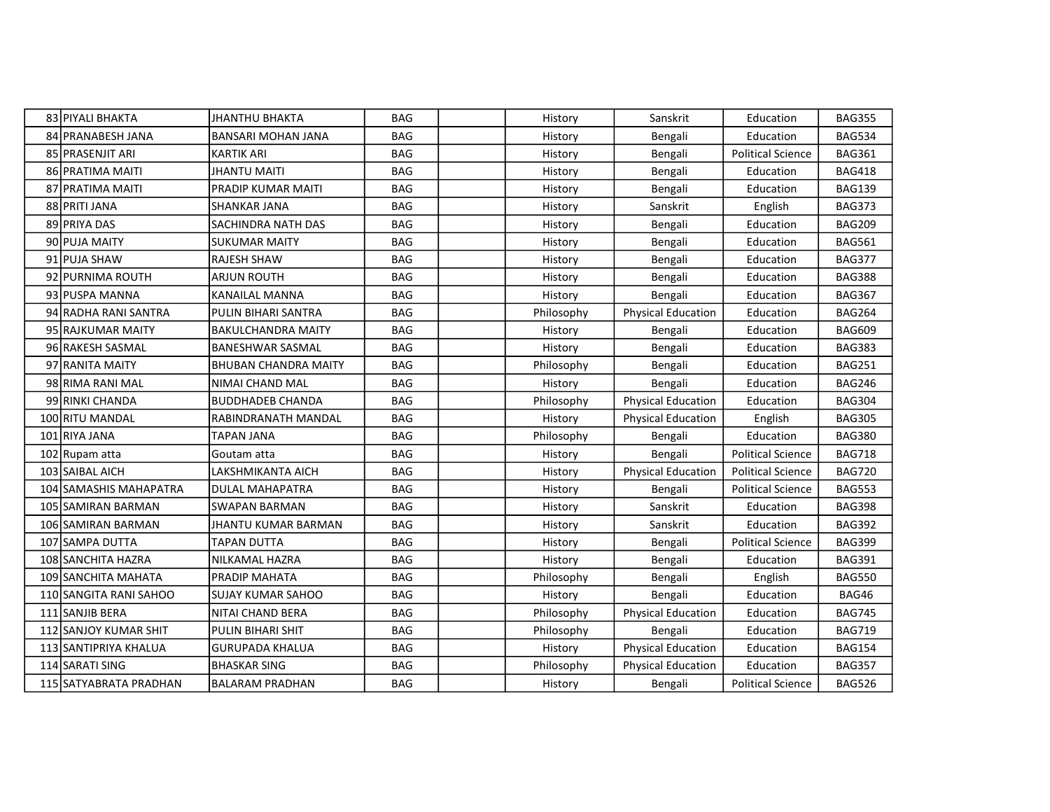| | | | | | | | | |
|---|---|---|---|---|---|---|---|---|
| 83 | PIYALI BHAKTA | JHANTHU BHAKTA | BAG | | History | Sanskrit | Education | BAG355 |
| 84 | PRANABESH JANA | BANSARI MOHAN JANA | BAG | | History | Bengali | Education | BAG534 |
| 85 | PRASENJIT ARI | KARTIK ARI | BAG | | History | Bengali | Political Science | BAG361 |
| 86 | PRATIMA MAITI | JHANTU MAITI | BAG | | History | Bengali | Education | BAG418 |
| 87 | PRATIMA MAITI | PRADIP KUMAR MAITI | BAG | | History | Bengali | Education | BAG139 |
| 88 | PRITI JANA | SHANKAR JANA | BAG | | History | Sanskrit | English | BAG373 |
| 89 | PRIYA DAS | SACHINDRA NATH DAS | BAG | | History | Bengali | Education | BAG209 |
| 90 | PUJA MAITY | SUKUMAR MAITY | BAG | | History | Bengali | Education | BAG561 |
| 91 | PUJA SHAW | RAJESH SHAW | BAG | | History | Bengali | Education | BAG377 |
| 92 | PURNIMA ROUTH | ARJUN ROUTH | BAG | | History | Bengali | Education | BAG388 |
| 93 | PUSPA MANNA | KANAILAL MANNA | BAG | | History | Bengali | Education | BAG367 |
| 94 | RADHA RANI SANTRA | PULIN BIHARI SANTRA | BAG | | Philosophy | Physical Education | Education | BAG264 |
| 95 | RAJKUMAR MAITY | BAKULCHANDRA MAITY | BAG | | History | Bengali | Education | BAG609 |
| 96 | RAKESH SASMAL | BANESHWAR SASMAL | BAG | | History | Bengali | Education | BAG383 |
| 97 | RANITA MAITY | BHUBAN CHANDRA MAITY | BAG | | Philosophy | Bengali | Education | BAG251 |
| 98 | RIMA RANI MAL | NIMAI CHAND MAL | BAG | | History | Bengali | Education | BAG246 |
| 99 | RINKI CHANDA | BUDDHADEB CHANDA | BAG | | Philosophy | Physical Education | Education | BAG304 |
| 100 | RITU MANDAL | RABINDRANATH MANDAL | BAG | | History | Physical Education | English | BAG305 |
| 101 | RIYA JANA | TAPAN JANA | BAG | | Philosophy | Bengali | Education | BAG380 |
| 102 | Rupam atta | Goutam atta | BAG | | History | Bengali | Political Science | BAG718 |
| 103 | SAIBAL AICH | LAKSHMIKANTA AICH | BAG | | History | Physical Education | Political Science | BAG720 |
| 104 | SAMASHIS MAHAPATRA | DULAL MAHAPATRA | BAG | | History | Bengali | Political Science | BAG553 |
| 105 | SAMIRAN BARMAN | SWAPAN BARMAN | BAG | | History | Sanskrit | Education | BAG398 |
| 106 | SAMIRAN BARMAN | JHANTU KUMAR BARMAN | BAG | | History | Sanskrit | Education | BAG392 |
| 107 | SAMPA DUTTA | TAPAN DUTTA | BAG | | History | Bengali | Political Science | BAG399 |
| 108 | SANCHITA HAZRA | NILKAMAL HAZRA | BAG | | History | Bengali | Education | BAG391 |
| 109 | SANCHITA MAHATA | PRADIP MAHATA | BAG | | Philosophy | Bengali | English | BAG550 |
| 110 | SANGITA RANI SAHOO | SUJAY KUMAR SAHOO | BAG | | History | Bengali | Education | BAG46 |
| 111 | SANJIB BERA | NITAI CHAND BERA | BAG | | Philosophy | Physical Education | Education | BAG745 |
| 112 | SANJOY KUMAR SHIT | PULIN BIHARI SHIT | BAG | | Philosophy | Bengali | Education | BAG719 |
| 113 | SANTIPRIYA KHALUA | GURUPADA KHALUA | BAG | | History | Physical Education | Education | BAG154 |
| 114 | SARATI SING | BHASKAR SING | BAG | | Philosophy | Physical Education | Education | BAG357 |
| 115 | SATYABRATA PRADHAN | BALARAM PRADHAN | BAG | | History | Bengali | Political Science | BAG526 |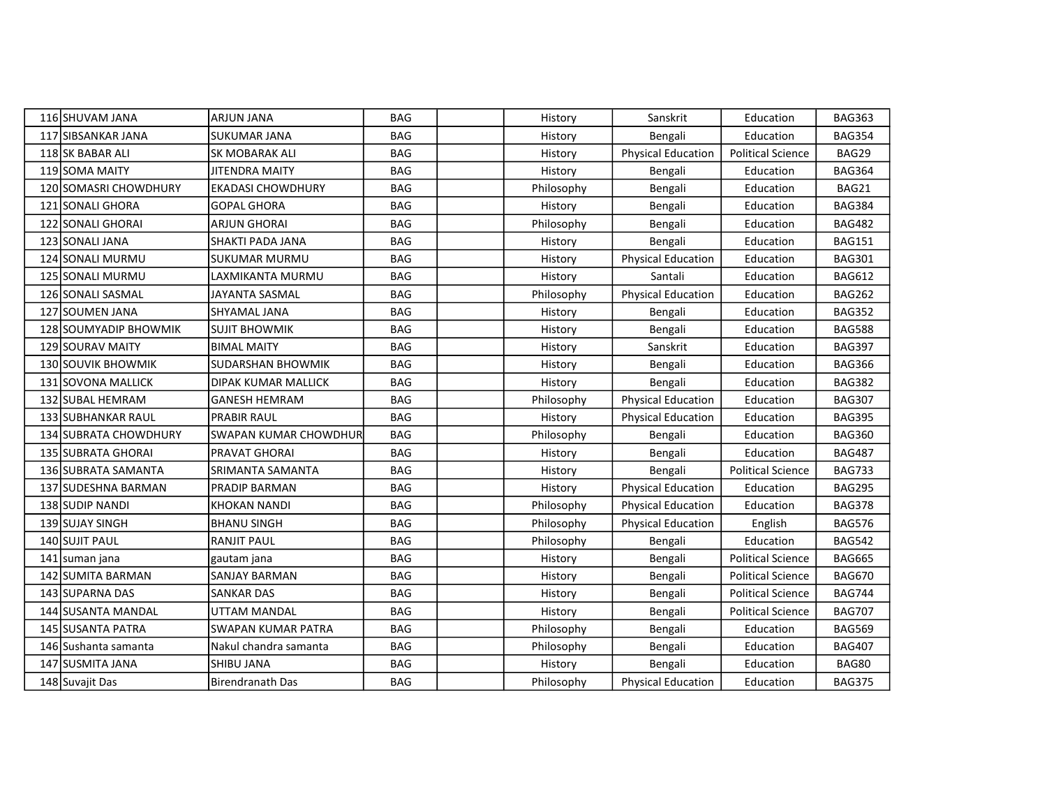| | | | | | | | | |
|---|---|---|---|---|---|---|---|---|
| 116 | SHUVAM JANA | ARJUN JANA | BAG | | History | Sanskrit | Education | BAG363 |
| 117 | SIBSANKAR JANA | SUKUMAR JANA | BAG | | History | Bengali | Education | BAG354 |
| 118 | SK BABAR ALI | SK MOBARAK ALI | BAG | | History | Physical Education | Political Science | BAG29 |
| 119 | SOMA MAITY | JITENDRA MAITY | BAG | | History | Bengali | Education | BAG364 |
| 120 | SOMASRI CHOWDHURY | EKADASI CHOWDHURY | BAG | | Philosophy | Bengali | Education | BAG21 |
| 121 | SONALI GHORA | GOPAL GHORA | BAG | | History | Bengali | Education | BAG384 |
| 122 | SONALI GHORAI | ARJUN GHORAI | BAG | | Philosophy | Bengali | Education | BAG482 |
| 123 | SONALI JANA | SHAKTI PADA JANA | BAG | | History | Bengali | Education | BAG151 |
| 124 | SONALI MURMU | SUKUMAR MURMU | BAG | | History | Physical Education | Education | BAG301 |
| 125 | SONALI MURMU | LAXMIKANTA MURMU | BAG | | History | Santali | Education | BAG612 |
| 126 | SONALI SASMAL | JAYANTA SASMAL | BAG | | Philosophy | Physical Education | Education | BAG262 |
| 127 | SOUMEN JANA | SHYAMAL JANA | BAG | | History | Bengali | Education | BAG352 |
| 128 | SOUMYADIP BHOWMIK | SUJIT BHOWMIK | BAG | | History | Bengali | Education | BAG588 |
| 129 | SOURAV MAITY | BIMAL MAITY | BAG | | History | Sanskrit | Education | BAG397 |
| 130 | SOUVIK BHOWMIK | SUDARSHAN BHOWMIK | BAG | | History | Bengali | Education | BAG366 |
| 131 | SOVONA MALLICK | DIPAK KUMAR MALLICK | BAG | | History | Bengali | Education | BAG382 |
| 132 | SUBAL HEMRAM | GANESH HEMRAM | BAG | | Philosophy | Physical Education | Education | BAG307 |
| 133 | SUBHANKAR RAUL | PRABIR RAUL | BAG | | History | Physical Education | Education | BAG395 |
| 134 | SUBRATA CHOWDHURY | SWAPAN KUMAR CHOWDHUR | BAG | | Philosophy | Bengali | Education | BAG360 |
| 135 | SUBRATA GHORAI | PRAVAT GHORAI | BAG | | History | Bengali | Education | BAG487 |
| 136 | SUBRATA SAMANTA | SRIMANTA SAMANTA | BAG | | History | Bengali | Political Science | BAG733 |
| 137 | SUDESHNA BARMAN | PRADIP BARMAN | BAG | | History | Physical Education | Education | BAG295 |
| 138 | SUDIP NANDI | KHOKAN NANDI | BAG | | Philosophy | Physical Education | Education | BAG378 |
| 139 | SUJAY SINGH | BHANU SINGH | BAG | | Philosophy | Physical Education | English | BAG576 |
| 140 | SUJIT PAUL | RANJIT PAUL | BAG | | Philosophy | Bengali | Education | BAG542 |
| 141 | suman jana | gautam jana | BAG | | History | Bengali | Political Science | BAG665 |
| 142 | SUMITA BARMAN | SANJAY BARMAN | BAG | | History | Bengali | Political Science | BAG670 |
| 143 | SUPARNA DAS | SANKAR DAS | BAG | | History | Bengali | Political Science | BAG744 |
| 144 | SUSANTA MANDAL | UTTAM MANDAL | BAG | | History | Bengali | Political Science | BAG707 |
| 145 | SUSANTA PATRA | SWAPAN KUMAR PATRA | BAG | | Philosophy | Bengali | Education | BAG569 |
| 146 | Sushanta samanta | Nakul chandra samanta | BAG | | Philosophy | Bengali | Education | BAG407 |
| 147 | SUSMITA JANA | SHIBU JANA | BAG | | History | Bengali | Education | BAG80 |
| 148 | Suvajit Das | Birendranath Das | BAG | | Philosophy | Physical Education | Education | BAG375 |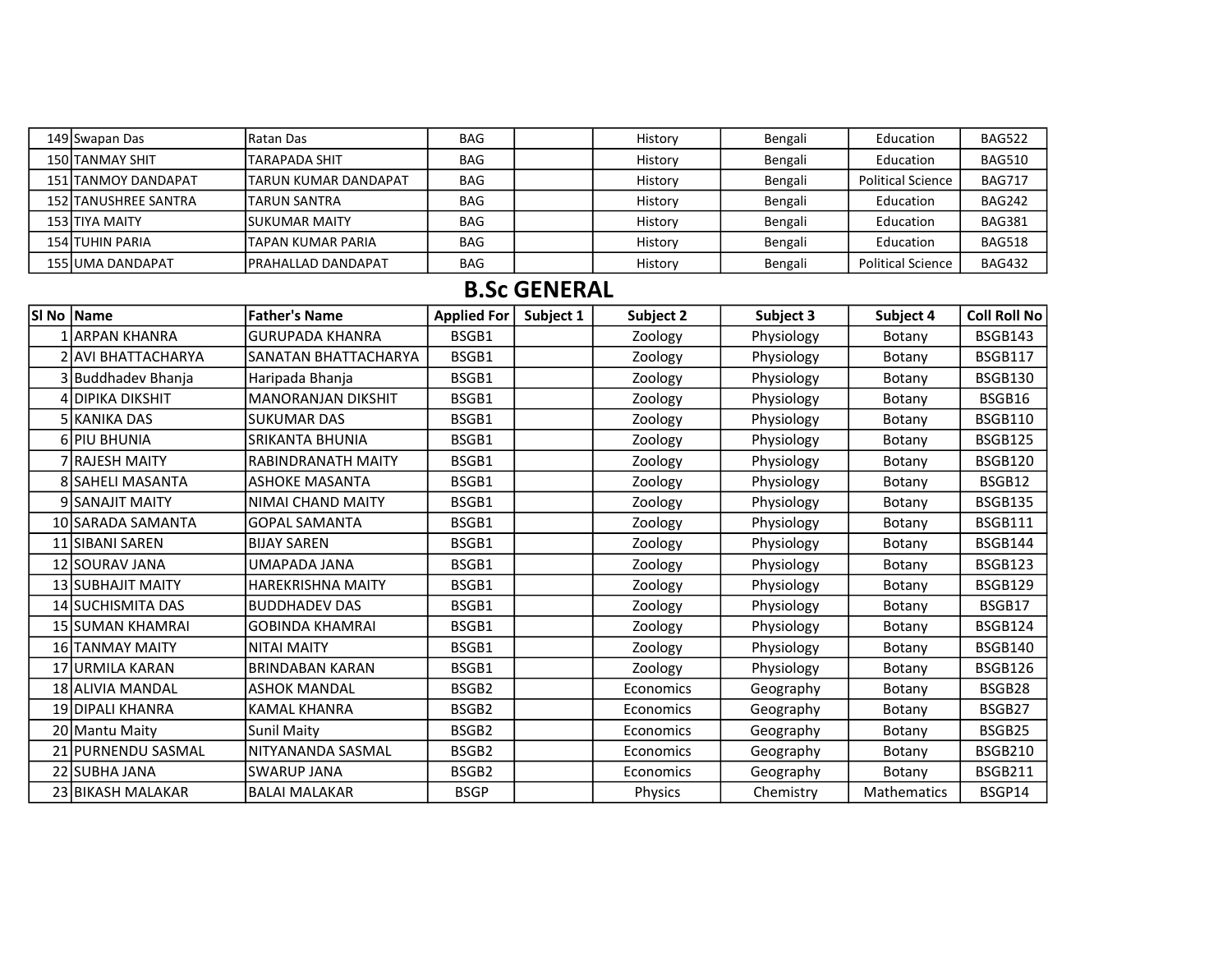| | | | | | | | | |
|---|---|---|---|---|---|---|---|---|
| 149 | Swapan Das | Ratan Das | BAG | | History | Bengali | Education | BAG522 |
| 150 | TANMAY SHIT | TARAPADA SHIT | BAG | | History | Bengali | Education | BAG510 |
| 151 | TANMOY DANDAPAT | TARUN KUMAR DANDAPAT | BAG | | History | Bengali | Political Science | BAG717 |
| 152 | TANUSHREE SANTRA | TARUN SANTRA | BAG | | History | Bengali | Education | BAG242 |
| 153 | TIYA MAITY | SUKUMAR MAITY | BAG | | History | Bengali | Education | BAG381 |
| 154 | TUHIN PARIA | TAPAN KUMAR PARIA | BAG | | History | Bengali | Education | BAG518 |
| 155 | UMA DANDAPAT | PRAHALLAD DANDAPAT | BAG | | History | Bengali | Political Science | BAG432 |

## B.Sc GENERAL

| Sl No | Name | Father's Name | Applied For | Subject 1 | Subject 2 | Subject 3 | Subject 4 | Coll Roll No |
|---|---|---|---|---|---|---|---|---|
| 1 | ARPAN KHANRA | GURUPADA KHANRA | BSGB1 | | Zoology | Physiology | Botany | BSGB143 |
| 2 | AVI BHATTACHARYA | SANATAN BHATTACHARYA | BSGB1 | | Zoology | Physiology | Botany | BSGB117 |
| 3 | Buddhadev Bhanja | Haripada Bhanja | BSGB1 | | Zoology | Physiology | Botany | BSGB130 |
| 4 | DIPIKA DIKSHIT | MANORANJAN DIKSHIT | BSGB1 | | Zoology | Physiology | Botany | BSGB16 |
| 5 | KANIKA DAS | SUKUMAR DAS | BSGB1 | | Zoology | Physiology | Botany | BSGB110 |
| 6 | PIU BHUNIA | SRIKANTA BHUNIA | BSGB1 | | Zoology | Physiology | Botany | BSGB125 |
| 7 | RAJESH MAITY | RABINDRANATH MAITY | BSGB1 | | Zoology | Physiology | Botany | BSGB120 |
| 8 | SAHELI MASANTA | ASHOKE MASANTA | BSGB1 | | Zoology | Physiology | Botany | BSGB12 |
| 9 | SANAJIT MAITY | NIMAI CHAND MAITY | BSGB1 | | Zoology | Physiology | Botany | BSGB135 |
| 10 | SARADA SAMANTA | GOPAL SAMANTA | BSGB1 | | Zoology | Physiology | Botany | BSGB111 |
| 11 | SIBANI SAREN | BIJAY SAREN | BSGB1 | | Zoology | Physiology | Botany | BSGB144 |
| 12 | SOURAV JANA | UMAPADA JANA | BSGB1 | | Zoology | Physiology | Botany | BSGB123 |
| 13 | SUBHAJIT MAITY | HAREKRISHNA MAITY | BSGB1 | | Zoology | Physiology | Botany | BSGB129 |
| 14 | SUCHISMITA DAS | BUDDHADEV DAS | BSGB1 | | Zoology | Physiology | Botany | BSGB17 |
| 15 | SUMAN KHAMRAI | GOBINDA KHAMRAI | BSGB1 | | Zoology | Physiology | Botany | BSGB124 |
| 16 | TANMAY MAITY | NITAI MAITY | BSGB1 | | Zoology | Physiology | Botany | BSGB140 |
| 17 | URMILA KARAN | BRINDABAN KARAN | BSGB1 | | Zoology | Physiology | Botany | BSGB126 |
| 18 | ALIVIA MANDAL | ASHOK MANDAL | BSGB2 | | Economics | Geography | Botany | BSGB28 |
| 19 | DIPALI KHANRA | KAMAL KHANRA | BSGB2 | | Economics | Geography | Botany | BSGB27 |
| 20 | Mantu Maity | Sunil Maity | BSGB2 | | Economics | Geography | Botany | BSGB25 |
| 21 | PURNENDU SASMAL | NITYANANDA SASMAL | BSGB2 | | Economics | Geography | Botany | BSGB210 |
| 22 | SUBHA JANA | SWARUP JANA | BSGB2 | | Economics | Geography | Botany | BSGB211 |
| 23 | BIKASH MALAKAR | BALAI MALAKAR | BSGP | | Physics | Chemistry | Mathematics | BSGP14 |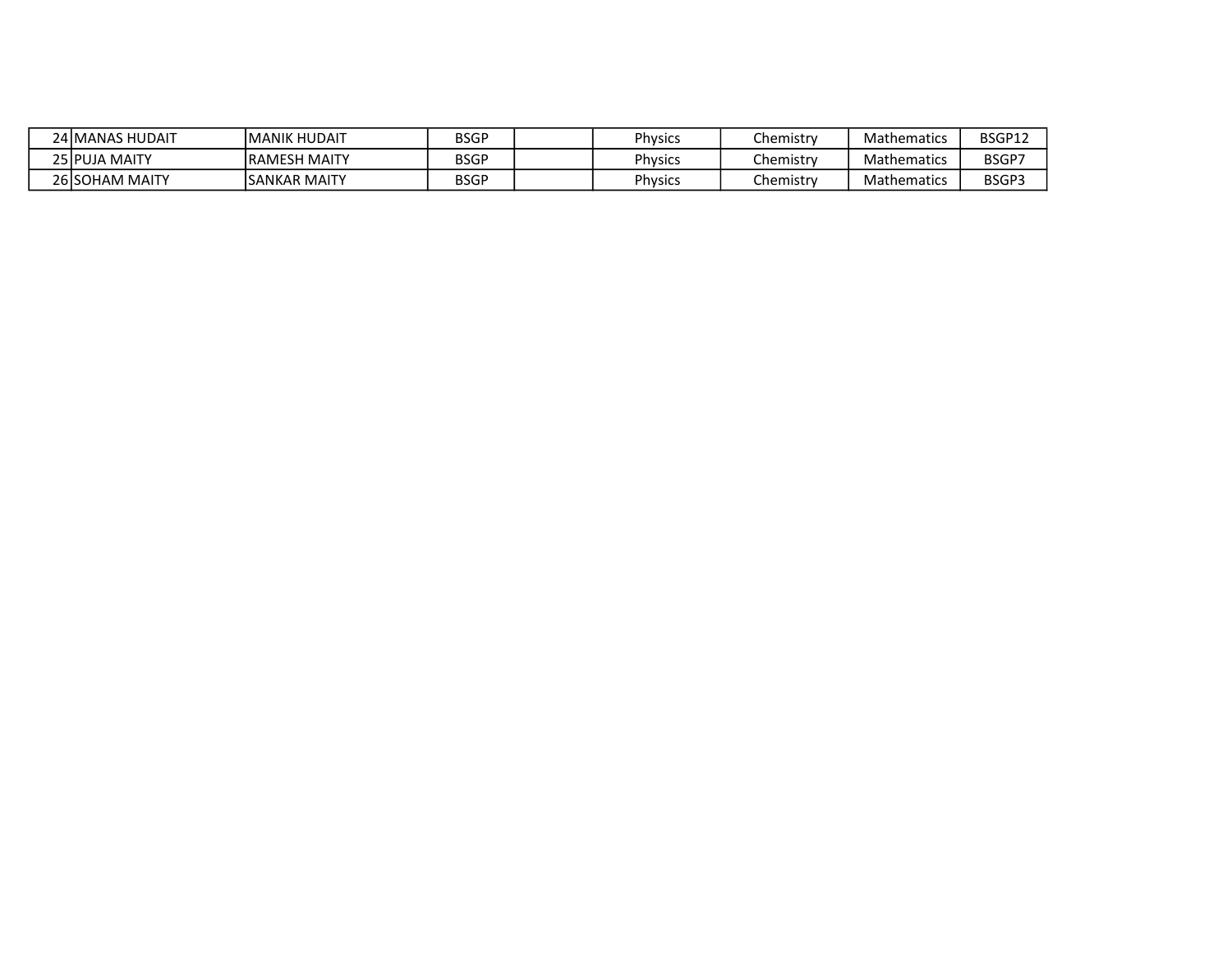| | | | | | | | | |
|---|---|---|---|---|---|---|---|---|
| 24 | MANAS HUDAIT | MANIK HUDAIT | BSGP | | Physics | Chemistry | Mathematics | BSGP12 |
| 25 | PUJA MAITY | RAMESH MAITY | BSGP | | Physics | Chemistry | Mathematics | BSGP7 |
| 26 | SOHAM MAITY | SANKAR MAITY | BSGP | | Physics | Chemistry | Mathematics | BSGP3 |